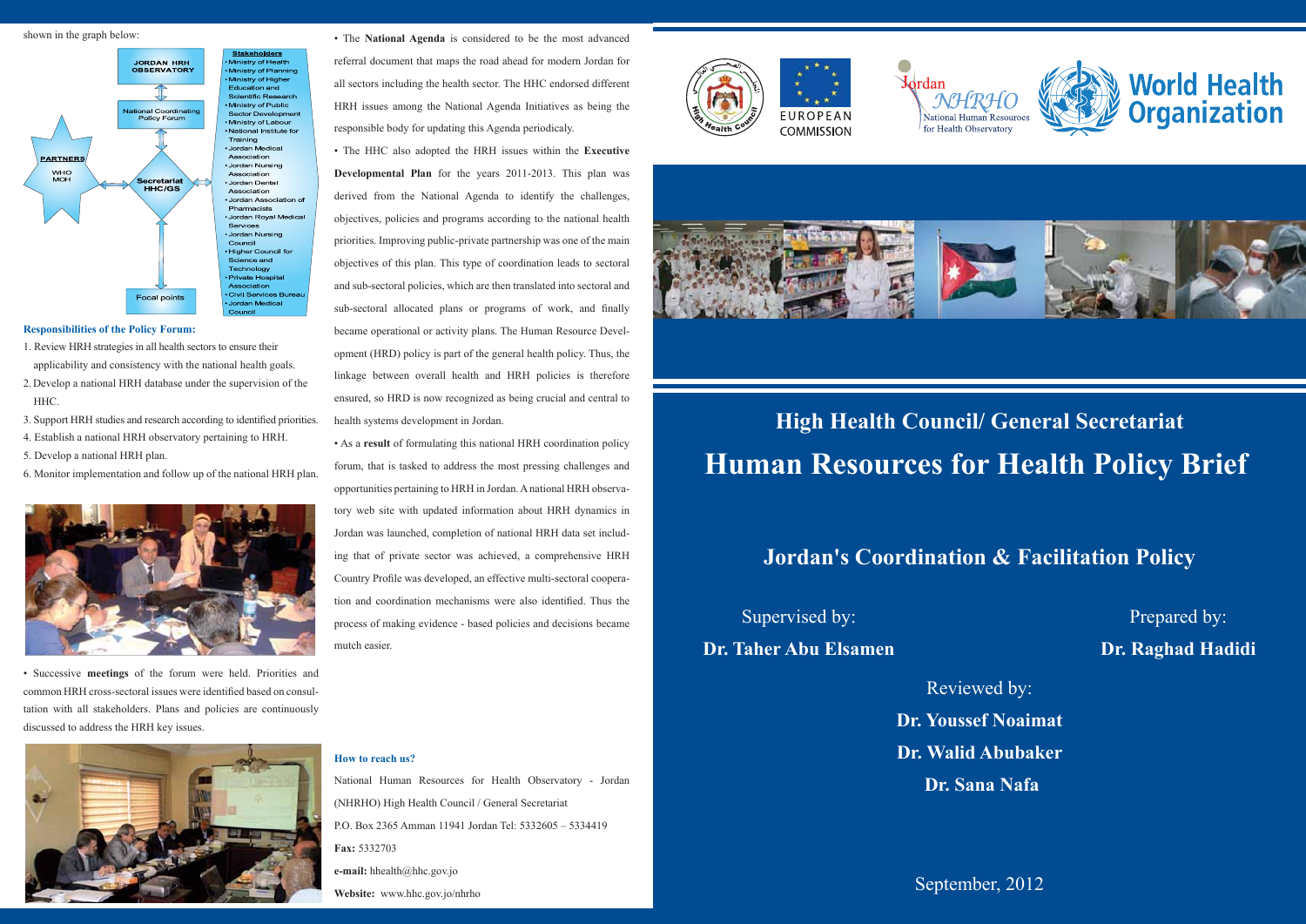shown in the graph below:

JORDAN HRH OBSERVATORY

National Coordinating Policy Forum

PARTNERS
WHO
MOH

Secretariat HHC/GS

Focal points

**Stakeholders**
- Ministry of Health
- Ministry of Planning
- Ministry of Higher Education and Scientific Research
- Ministry of Public Sector Development
- Ministry of Labour
- National Institute for Training
- Jordan Medical Association
- Jordan Nursing Association
- Jordan Dental Association
- Jordan Association of Pharmacists
- Jordan Royal Medical Services
- Jordan Nursing Council
- Higher Council for Science and Technology
- Private Hospital Association
- Civil Services Bureau
- Jordan Medical Council

**Responsibilities of the Policy Forum:**

1. Review HRH strategies in all health sectors to ensure their applicability and consistency with the national health goals.
2. Develop a national HRH database under the supervision of the HHC.
3. Support HRH studies and research according to identified priorities.
4. Establish a national HRH observatory pertaining to HRH.
5. Develop a national HRH plan.
6. Monitor implementation and follow up of the national HRH plan.

• Successive **meetings** of the forum were held. Priorities and common HRH cross-sectoral issues were identified based on consultation with all stakeholders. Plans and policies are continuously discussed to address the HRH key issues.

• The **National Agenda** is considered to be the most advanced referral document that maps the road ahead for modern Jordan for all sectors including the health sector. The HHC endorsed different HRH issues among the National Agenda Initiatives as being the responsible body for updating this Agenda periodically.

• The HHC also adopted the HRH issues within the **Executive Developmental Plan** for the years 2011-2013. This plan was derived from the National Agenda to identify the challenges, objectives, policies and programs according to the national health priorities. Improving public-private partnership was one of the main objectives of this plan. This type of coordination leads to sectoral and sub-sectoral policies, which are then translated into sectoral and sub-sectoral allocated plans or programs of work, and finally became operational or activity plans. The Human Resource Development (HRD) policy is part of the general health policy. Thus, the linkage between overall health and HRH policies is therefore ensured, so HRD is now recognized as being crucial and central to health systems development in Jordan.

• As a **result** of formulating this national HRH coordination policy forum, that is tasked to address the most pressing challenges and opportunities pertaining to HRH in Jordan. A national HRH observatory web site with updated information about HRH dynamics in Jordan was launched, completion of national HRH data set including that of private sector was achieved, a comprehensive HRH Country Profile was developed, an effective multi-sectoral cooperation and coordination mechanisms were also identified. Thus the process of making evidence - based policies and decisions became mutch easier.

**How to reach us?**

National Human Resources for Health Observatory - Jordan (NHRHO) High Health Council / General Secretariat

P.O. Box 2365 Amman 11941 Jordan Tel: 5332605 – 5334419

**Fax:** 5332703

**e-mail:** hhealth@hhc.gov.jo

**Website:** www.hhc.gov.jo/nhrho

EUROPEAN COMMISSION

Jordan NHRHO National Human Resources for Health Observatory

World Health Organization

## High Health Council/ General Secretariat

# Human Resources for Health Policy Brief

## Jordan's Coordination & Facilitation Policy

Supervised by:

**Dr. Taher Abu Elsamen**

Prepared by:

**Dr. Raghad Hadidi**

Reviewed by:

**Dr. Youssef Noaimat**

**Dr. Walid Abubaker**

**Dr. Sana Nafa**

September, 2012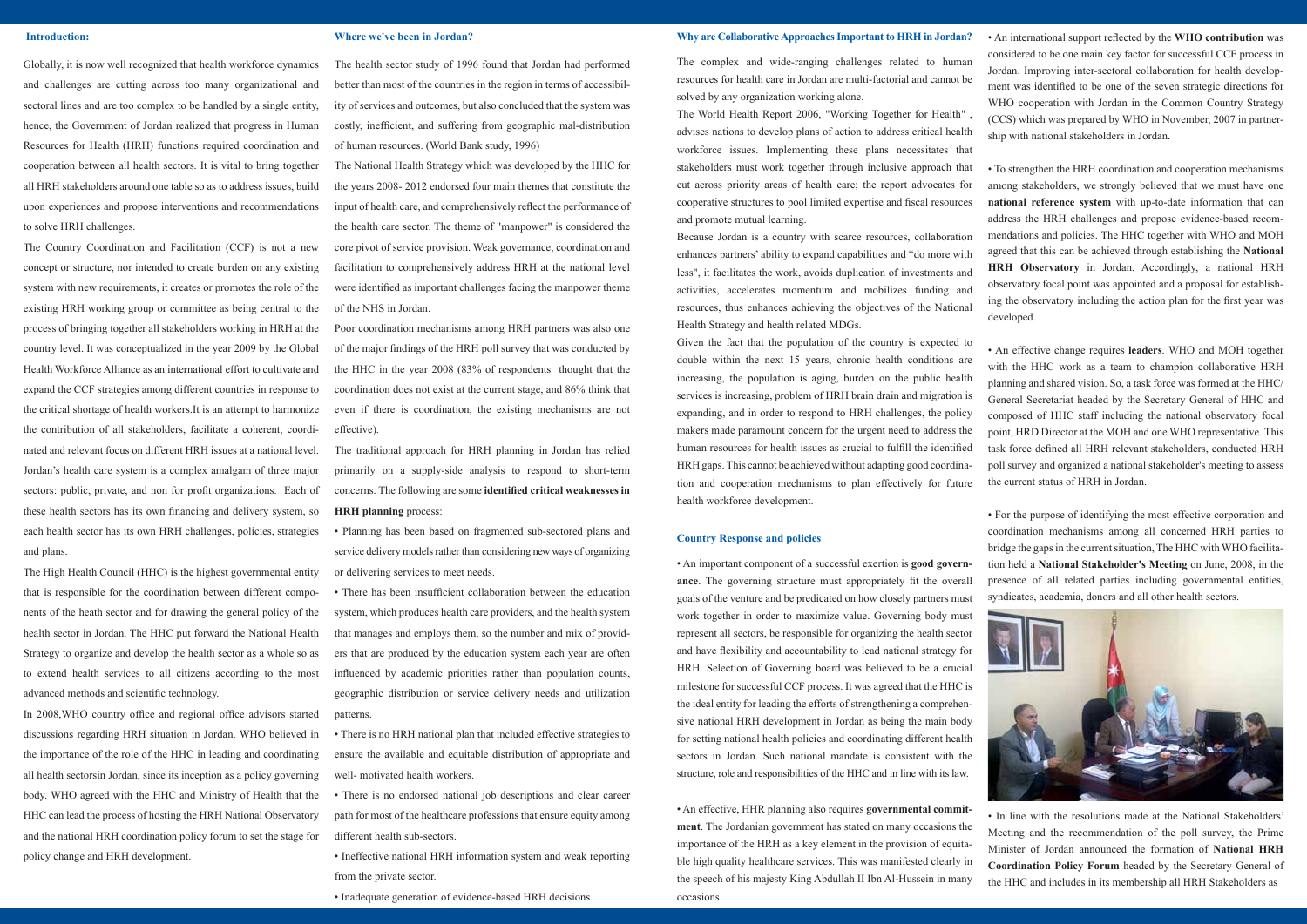### Introduction:

Globally, it is now well recognized that health workforce dynamics and challenges are cutting across too many organizational and sectoral lines and are too complex to be handled by a single entity, hence, the Government of Jordan realized that progress in Human Resources for Health (HRH) functions required coordination and cooperation between all health sectors. It is vital to bring together all HRH stakeholders around one table so as to address issues, build upon experiences and propose interventions and recommendations to solve HRH challenges.

The Country Coordination and Facilitation (CCF) is not a new concept or structure, nor intended to create burden on any existing system with new requirements, it creates or promotes the role of the existing HRH working group or committee as being central to the process of bringing together all stakeholders working in HRH at the country level. It was conceptualized in the year 2009 by the Global Health Workforce Alliance as an international effort to cultivate and expand the CCF strategies among different countries in response to the critical shortage of health workers.It is an attempt to harmonize the contribution of all stakeholders, facilitate a coherent, coordinated and relevant focus on different HRH issues at a national level. Jordan's health care system is a complex amalgam of three major sectors: public, private, and non for profit organizations. Each of these health sectors has its own financing and delivery system, so each health sector has its own HRH challenges, policies, strategies and plans.

The High Health Council (HHC) is the highest governmental entity that is responsible for the coordination between different components of the heath sector and for drawing the general policy of the health sector in Jordan. The HHC put forward the National Health Strategy to organize and develop the health sector as a whole so as to extend health services to all citizens according to the most advanced methods and scientific technology.

In 2008,WHO country office and regional office advisors started discussions regarding HRH situation in Jordan. WHO believed in the importance of the role of the HHC in leading and coordinating all health sectorsin Jordan, since its inception as a policy governing body. WHO agreed with the HHC and Ministry of Health that the HHC can lead the process of hosting the HRH National Observatory and the national HRH coordination policy forum to set the stage for policy change and HRH development.

### Where we've been in Jordan?

The health sector study of 1996 found that Jordan had performed better than most of the countries in the region in terms of accessibility of services and outcomes, but also concluded that the system was costly, inefficient, and suffering from geographic mal-distribution of human resources. (World Bank study, 1996)

The National Health Strategy which was developed by the HHC for the years 2008- 2012 endorsed four main themes that constitute the input of health care, and comprehensively reflect the performance of the health care sector. The theme of "manpower" is considered the core pivot of service provision. Weak governance, coordination and facilitation to comprehensively address HRH at the national level were identified as important challenges facing the manpower theme of the NHS in Jordan.

Poor coordination mechanisms among HRH partners was also one of the major findings of the HRH poll survey that was conducted by the HHC in the year 2008 (83% of respondents thought that the coordination does not exist at the current stage, and 86% think that even if there is coordination, the existing mechanisms are not effective).

The traditional approach for HRH planning in Jordan has relied primarily on a supply-side analysis to respond to short-term concerns. The following are some **identified critical weaknesses in HRH planning** process:

- Planning has been based on fragmented sub-sectored plans and service delivery models rather than considering new ways of organizing or delivering services to meet needs.
- There has been insufficient collaboration between the education system, which produces health care providers, and the health system that manages and employs them, so the number and mix of providers that are produced by the education system each year are often influenced by academic priorities rather than population counts, geographic distribution or service delivery needs and utilization patterns.
- There is no HRH national plan that included effective strategies to ensure the available and equitable distribution of appropriate and well- motivated health workers.
- There is no endorsed national job descriptions and clear career path for most of the healthcare professions that ensure equity among different health sub-sectors.
- Ineffective national HRH information system and weak reporting from the private sector.
- Inadequate generation of evidence-based HRH decisions.

### Why are Collaborative Approaches Important to HRH in Jordan?

The complex and wide-ranging challenges related to human resources for health care in Jordan are multi-factorial and cannot be solved by any organization working alone.

The World Health Report 2006, "Working Together for Health" , advises nations to develop plans of action to address critical health workforce issues. Implementing these plans necessitates that stakeholders must work together through inclusive approach that cut across priority areas of health care; the report advocates for cooperative structures to pool limited expertise and fiscal resources and promote mutual learning.

Because Jordan is a country with scarce resources, collaboration enhances partners' ability to expand capabilities and "do more with less", it facilitates the work, avoids duplication of investments and activities, accelerates momentum and mobilizes funding and resources, thus enhances achieving the objectives of the National Health Strategy and health related MDGs.

Given the fact that the population of the country is expected to double within the next 15 years, chronic health conditions are increasing, the population is aging, burden on the public health services is increasing, problem of HRH brain drain and migration is expanding, and in order to respond to HRH challenges, the policy makers made paramount concern for the urgent need to address the human resources for health issues as crucial to fulfill the identified HRH gaps. This cannot be achieved without adapting good coordination and cooperation mechanisms to plan effectively for future health workforce development.

### Country Response and policies

- An important component of a successful exertion is **good governance**. The governing structure must appropriately fit the overall goals of the venture and be predicated on how closely partners must work together in order to maximize value. Governing body must represent all sectors, be responsible for organizing the health sector and have flexibility and accountability to lead national strategy for HRH. Selection of Governing board was believed to be a crucial milestone for successful CCF process. It was agreed that the HHC is the ideal entity for leading the efforts of strengthening a comprehensive national HRH development in Jordan as being the main body for setting national health policies and coordinating different health sectors in Jordan. Such national mandate is consistent with the structure, role and responsibilities of the HHC and in line with its law.

- An effective, HHR planning also requires **governmental commitment**. The Jordanian government has stated on many occasions the importance of the HRH as a key element in the provision of equitable high quality healthcare services. This was manifested clearly in the speech of his majesty King Abdullah II Ibn Al-Hussein in many occasions.

- An international support reflected by the **WHO contribution** was considered to be one main key factor for successful CCF process in Jordan. Improving inter-sectoral collaboration for health development was identified to be one of the seven strategic directions for WHO cooperation with Jordan in the Common Country Strategy (CCS) which was prepared by WHO in November, 2007 in partnership with national stakeholders in Jordan.

- To strengthen the HRH coordination and cooperation mechanisms among stakeholders, we strongly believed that we must have one **national reference system** with up-to-date information that can address the HRH challenges and propose evidence-based recommendations and policies. The HHC together with WHO and MOH agreed that this can be achieved through establishing the **National HRH Observatory** in Jordan. Accordingly, a national HRH observatory focal point was appointed and a proposal for establishing the observatory including the action plan for the first year was developed.

- An effective change requires **leaders**. WHO and MOH together with the HHC work as a team to champion collaborative HRH planning and shared vision. So, a task force was formed at the HHC/ General Secretariat headed by the Secretary General of HHC and composed of HHC staff including the national observatory focal point, HRD Director at the MOH and one WHO representative. This task force defined all HRH relevant stakeholders, conducted HRH poll survey and organized a national stakeholder's meeting to assess the current status of HRH in Jordan.

- For the purpose of identifying the most effective corporation and coordination mechanisms among all concerned HRH parties to bridge the gaps in the current situation, The HHC with WHO facilitation held a **National Stakeholder's Meeting** on June, 2008, in the presence of all related parties including governmental entities, syndicates, academia, donors and all other health sectors.

- In line with the resolutions made at the National Stakeholders' Meeting and the recommendation of the poll survey, the Prime Minister of Jordan announced the formation of **National HRH Coordination Policy Forum** headed by the Secretary General of the HHC and includes in its membership all HRH Stakeholders as